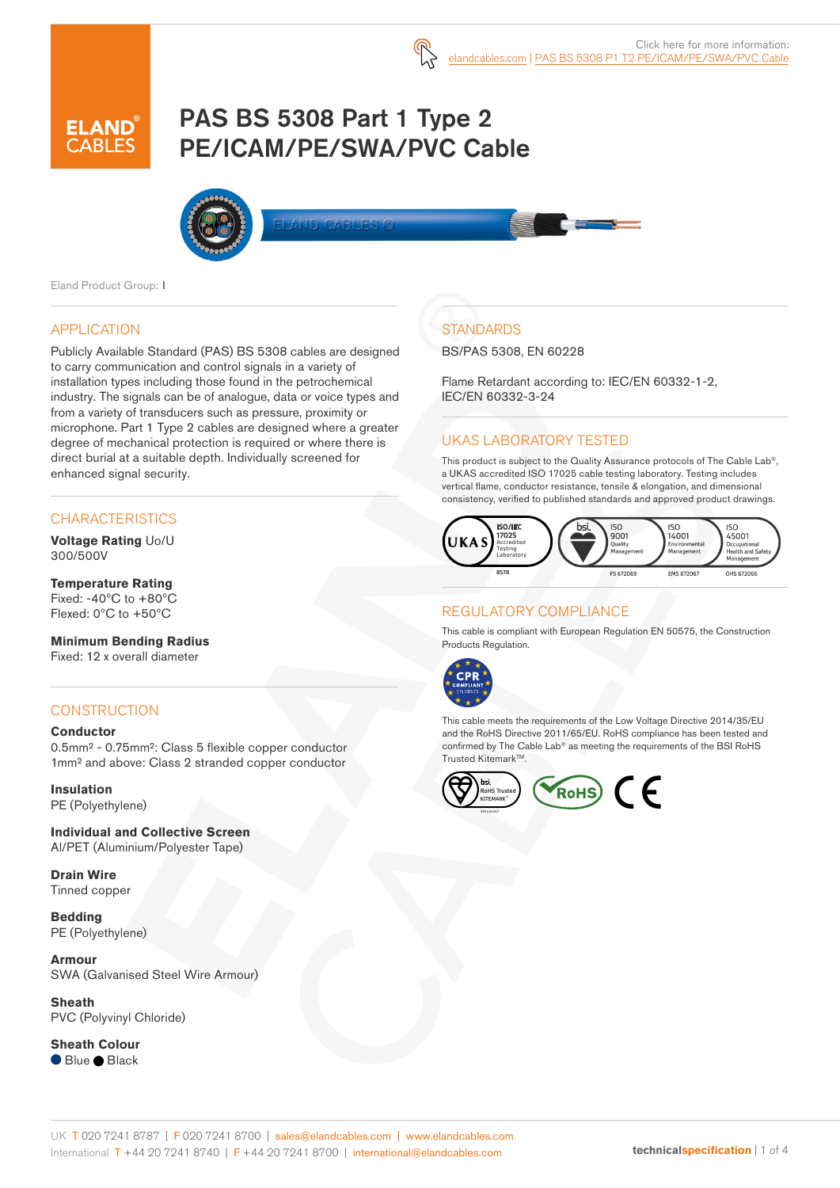Click here for more information: elandcables.com | PAS BS 5308 P1 T2 PE/ICAM/PE/SWA/PVC Cable

# PAS BS 5308 Part 1 Type 2 PE/ICAM/PE/SWA/PVC Cable

Eland Product Group: I

## APPLICATION

Publicly Available Standard (PAS) BS 5308 cables are designed to carry communication and control signals in a variety of installation types including those found in the petrochemical industry. The signals can be of analogue, data or voice types and from a variety of transducers such as pressure, proximity or microphone. Part 1 Type 2 cables are designed where a greater degree of mechanical protection is required or where there is direct burial at a suitable depth. Individually screened for enhanced signal security.

## CHARACTERISTICS

**Voltage Rating** Uo/U
300/500V

**Temperature Rating**
Fixed: -40°C to +80°C
Flexed: 0°C to +50°C

**Minimum Bending Radius**
Fixed: 12 x overall diameter

## CONSTRUCTION

**Conductor**
0.5mm² - 0.75mm²: Class 5 flexible copper conductor
1mm² and above: Class 2 stranded copper conductor

**Insulation**
PE (Polyethylene)

**Individual and Collective Screen**
Al/PET (Aluminium/Polyester Tape)

**Drain Wire**
Tinned copper

**Bedding**
PE (Polyethylene)

**Armour**
SWA (Galvanised Steel Wire Armour)

**Sheath**
PVC (Polyvinyl Chloride)

**Sheath Colour**
● Blue ● Black

## STANDARDS

BS/PAS 5308, EN 60228

Flame Retardant according to: IEC/EN 60332-1-2, IEC/EN 60332-3-24

## UKAS LABORATORY TESTED

This product is subject to the Quality Assurance protocols of The Cable Lab®, a UKAS accredited ISO 17025 cable testing laboratory. Testing includes vertical flame, conductor resistance, tensile & elongation, and dimensional consistency, verified to published standards and approved product drawings.

UKAS ISO/IEC 17025 Accredited Testing Laboratory 8578 | bsi. ISO 9001 Quality Management FS 672069 | ISO 14001 Environmental Management EMS 672067 | ISO 45001 Occupational Health and Safety Management OHS 672066

## REGULATORY COMPLIANCE

This cable is compliant with European Regulation EN 50575, the Construction Products Regulation.

CPR COMPLIANT EN 50575

This cable meets the requirements of the Low Voltage Directive 2014/35/EU and the RoHS Directive 2011/65/EU. RoHS compliance has been tested and confirmed by The Cable Lab® as meeting the requirements of the BSI RoHS Trusted Kitemark™.

bsi. RoHS Trusted KITEMARK™ | RoHS | CE

UK T 020 7241 8787 | F 020 7241 8700 | sales@elandcables.com | www.elandcables.com
International T +44 20 7241 8740 | F +44 20 7241 8700 | international@elandcables.com

technicalspecification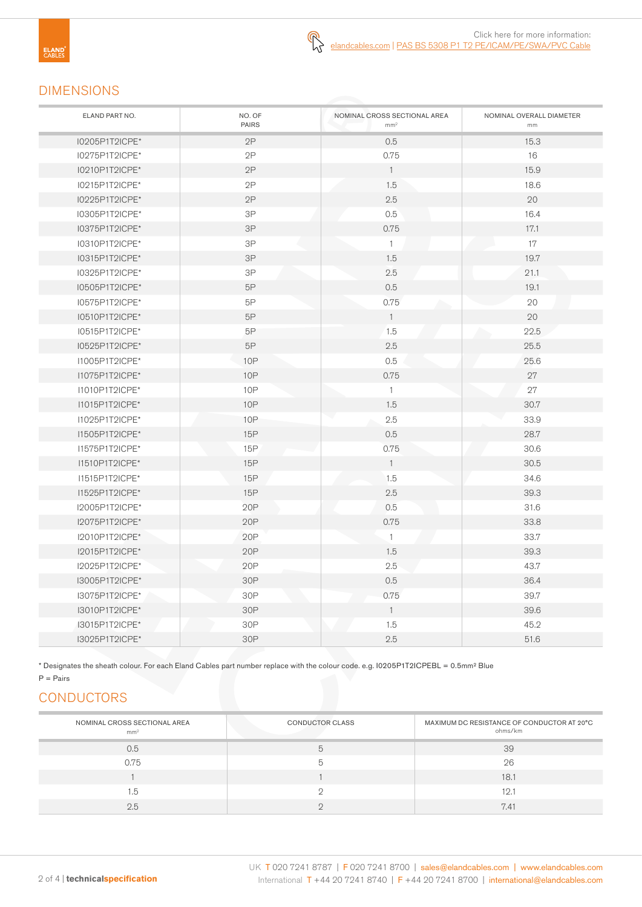Click here for more information: elandcables.com | PAS BS 5308 P1 T2 PE/ICAM/PE/SWA/PVC Cable

## DIMENSIONS

| ELAND PART NO. | NO. OF PAIRS | NOMINAL CROSS SECTIONAL AREA mm² | NOMINAL OVERALL DIAMETER mm |
|---|---|---|---|
| I0205P1T2ICPE* | 2P | 0.5 | 15.3 |
| I0275P1T2ICPE* | 2P | 0.75 | 16 |
| I0210P1T2ICPE* | 2P | 1 | 15.9 |
| I0215P1T2ICPE* | 2P | 1.5 | 18.6 |
| I0225P1T2ICPE* | 2P | 2.5 | 20 |
| I0305P1T2ICPE* | 3P | 0.5 | 16.4 |
| I0375P1T2ICPE* | 3P | 0.75 | 17.1 |
| I0310P1T2ICPE* | 3P | 1 | 17 |
| I0315P1T2ICPE* | 3P | 1.5 | 19.7 |
| I0325P1T2ICPE* | 3P | 2.5 | 21.1 |
| I0505P1T2ICPE* | 5P | 0.5 | 19.1 |
| I0575P1T2ICPE* | 5P | 0.75 | 20 |
| I0510P1T2ICPE* | 5P | 1 | 20 |
| I0515P1T2ICPE* | 5P | 1.5 | 22.5 |
| I0525P1T2ICPE* | 5P | 2.5 | 25.5 |
| I1005P1T2ICPE* | 10P | 0.5 | 25.6 |
| I1075P1T2ICPE* | 10P | 0.75 | 27 |
| I1010P1T2ICPE* | 10P | 1 | 27 |
| I1015P1T2ICPE* | 10P | 1.5 | 30.7 |
| I1025P1T2ICPE* | 10P | 2.5 | 33.9 |
| I1505P1T2ICPE* | 15P | 0.5 | 28.7 |
| I1575P1T2ICPE* | 15P | 0.75 | 30.6 |
| I1510P1T2ICPE* | 15P | 1 | 30.5 |
| I1515P1T2ICPE* | 15P | 1.5 | 34.6 |
| I1525P1T2ICPE* | 15P | 2.5 | 39.3 |
| I2005P1T2ICPE* | 20P | 0.5 | 31.6 |
| I2075P1T2ICPE* | 20P | 0.75 | 33.8 |
| I2010P1T2ICPE* | 20P | 1 | 33.7 |
| I2015P1T2ICPE* | 20P | 1.5 | 39.3 |
| I2025P1T2ICPE* | 20P | 2.5 | 43.7 |
| I3005P1T2ICPE* | 30P | 0.5 | 36.4 |
| I3075P1T2ICPE* | 30P | 0.75 | 39.7 |
| I3010P1T2ICPE* | 30P | 1 | 39.6 |
| I3015P1T2ICPE* | 30P | 1.5 | 45.2 |
| I3025P1T2ICPE* | 30P | 2.5 | 51.6 |

* Designates the sheath colour. For each Eland Cables part number replace with the colour code. e.g. I0205P1T2ICPEBL = 0.5mm² Blue

P = Pairs

## CONDUCTORS

| NOMINAL CROSS SECTIONAL AREA mm² | CONDUCTOR CLASS | MAXIMUM DC RESISTANCE OF CONDUCTOR AT 20°C ohms/km |
|---|---|---|
| 0.5 | 5 | 39 |
| 0.75 | 5 | 26 |
| 1 | 1 | 18.1 |
| 1.5 | 2 | 12.1 |
| 2.5 | 2 | 7.41 |

UK T 020 7241 8787 | F 020 7241 8700 | sales@elandcables.com | www.elandcables.com
International T +44 20 7241 8740 | F +44 20 7241 8700 | international@elandcables.com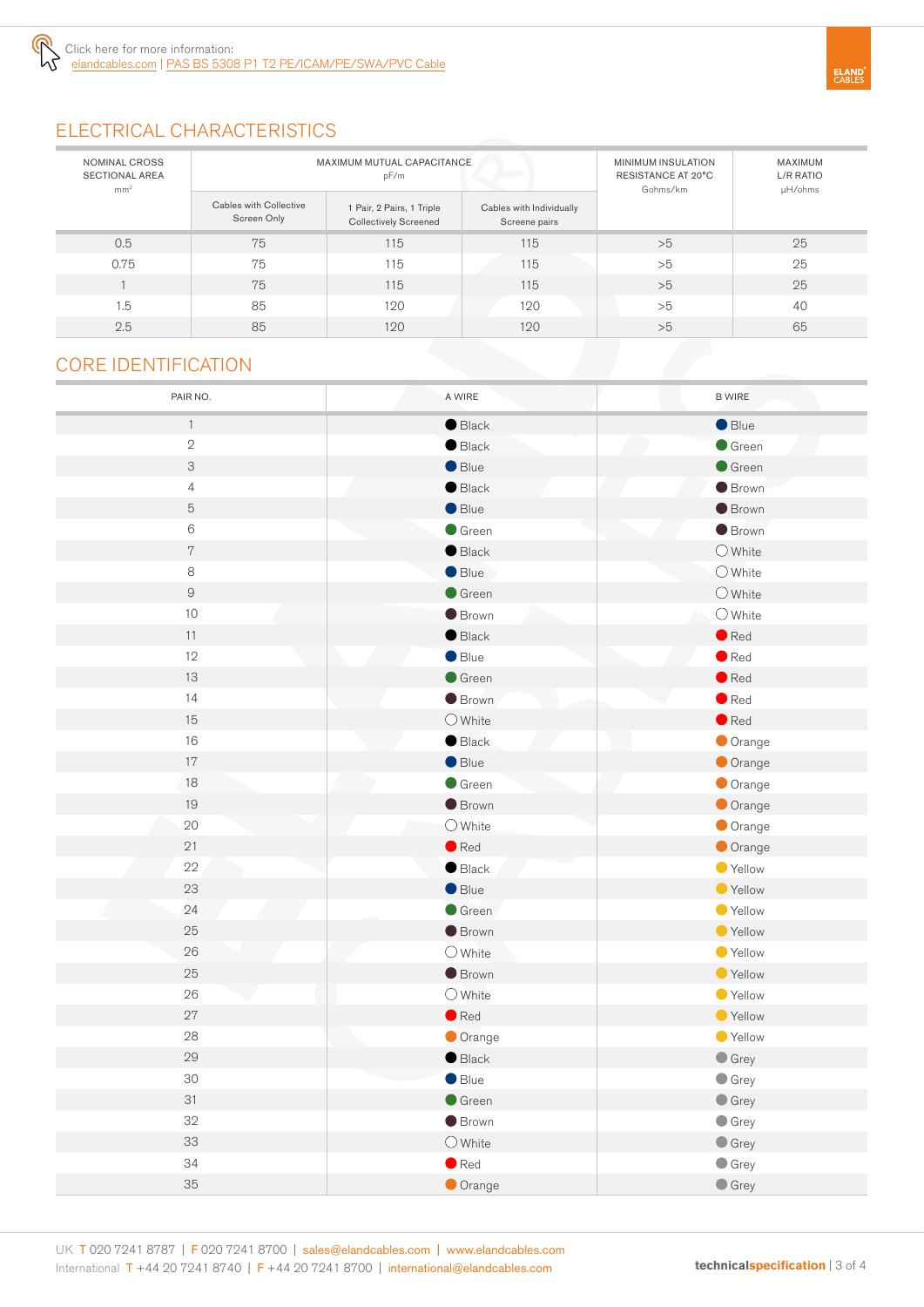Click here for more information:
elandcables.com | PAS BS 5308 P1 T2 PE/ICAM/PE/SWA/PVC Cable

## ELECTRICAL CHARACTERISTICS

| NOMINAL CROSS SECTIONAL AREA mm² | MAXIMUM MUTUAL CAPACITANCE pF/m | | | MINIMUM INSULATION RESISTANCE AT 20°C Gohms/km | MAXIMUM L/R RATIO µH/ohms |
|---|---|---|---|---|---|
| | Cables with Collective Screen Only | 1 Pair, 2 Pairs, 1 Triple Collectively Screened | Cables with Individually Screene pairs | | |
| 0.5 | 75 | 115 | 115 | >5 | 25 |
| 0.75 | 75 | 115 | 115 | >5 | 25 |
| 1 | 75 | 115 | 115 | >5 | 25 |
| 1.5 | 85 | 120 | 120 | >5 | 40 |
| 2.5 | 85 | 120 | 120 | >5 | 65 |

## CORE IDENTIFICATION

| PAIR NO. | A WIRE | B WIRE |
|---|---|---|
| 1 | Black | Blue |
| 2 | Black | Green |
| 3 | Blue | Green |
| 4 | Black | Brown |
| 5 | Blue | Brown |
| 6 | Green | Brown |
| 7 | Black | White |
| 8 | Blue | White |
| 9 | Green | White |
| 10 | Brown | White |
| 11 | Black | Red |
| 12 | Blue | Red |
| 13 | Green | Red |
| 14 | Brown | Red |
| 15 | White | Red |
| 16 | Black | Orange |
| 17 | Blue | Orange |
| 18 | Green | Orange |
| 19 | Brown | Orange |
| 20 | White | Orange |
| 21 | Red | Orange |
| 22 | Black | Yellow |
| 23 | Blue | Yellow |
| 24 | Green | Yellow |
| 25 | Brown | Yellow |
| 26 | White | Yellow |
| 25 | Brown | Yellow |
| 26 | White | Yellow |
| 27 | Red | Yellow |
| 28 | Orange | Yellow |
| 29 | Black | Grey |
| 30 | Blue | Grey |
| 31 | Green | Grey |
| 32 | Brown | Grey |
| 33 | White | Grey |
| 34 | Red | Grey |
| 35 | Orange | Grey |

UK T 020 7241 8787 | F 020 7241 8700 | sales@elandcables.com | www.elandcables.com
International T +44 20 7241 8740 | F +44 20 7241 8700 | international@elandcables.com

technicalspecification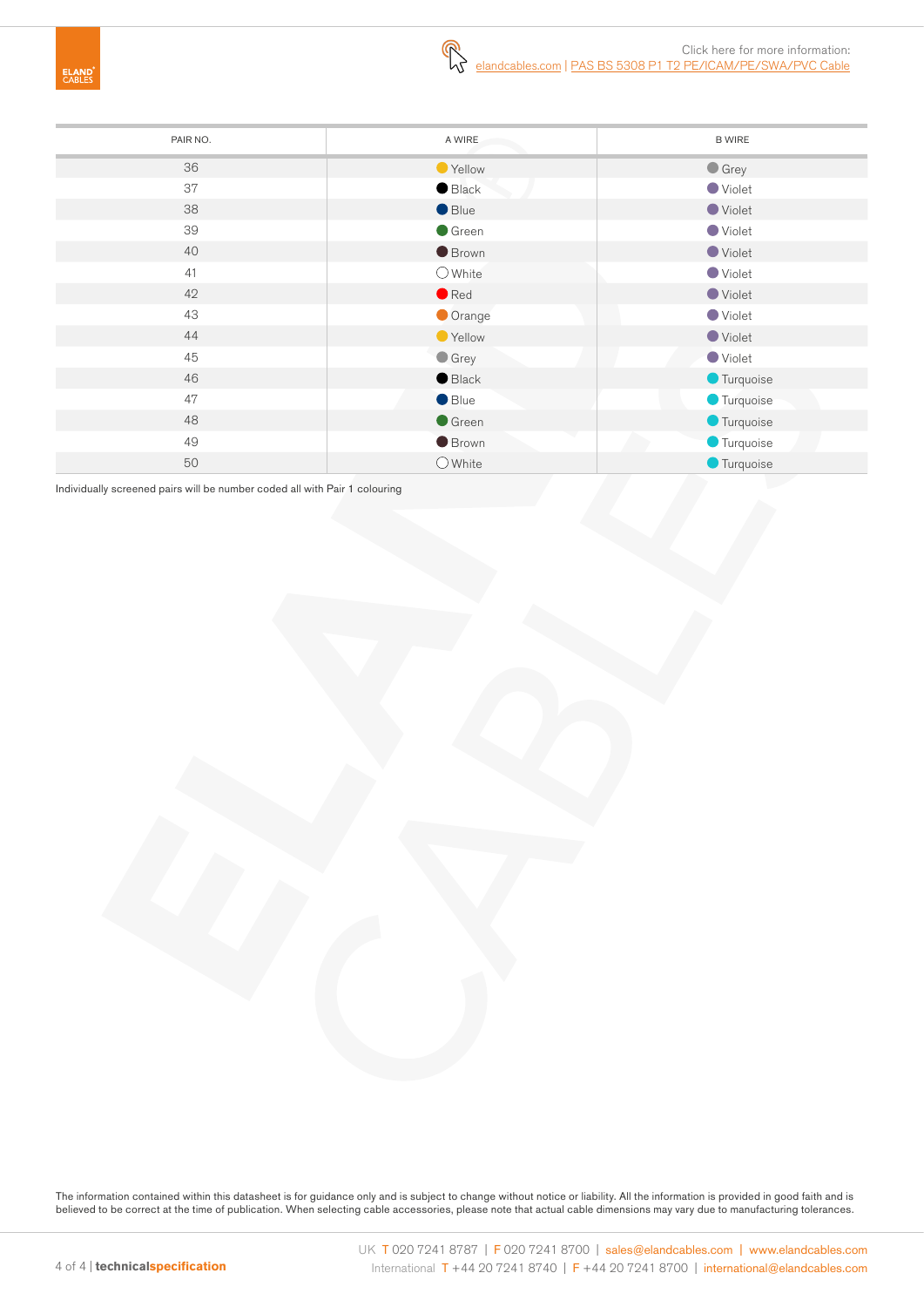Click here for more information:
elandcables.com | PAS BS 5308 P1 T2 PE/ICAM/PE/SWA/PVC Cable

| PAIR NO. | A WIRE | B WIRE |
|---|---|---|
| 36 | Yellow | Grey |
| 37 | Black | Violet |
| 38 | Blue | Violet |
| 39 | Green | Violet |
| 40 | Brown | Violet |
| 41 | White | Violet |
| 42 | Red | Violet |
| 43 | Orange | Violet |
| 44 | Yellow | Violet |
| 45 | Grey | Violet |
| 46 | Black | Turquoise |
| 47 | Blue | Turquoise |
| 48 | Green | Turquoise |
| 49 | Brown | Turquoise |
| 50 | White | Turquoise |

Individually screened pairs will be number coded all with Pair 1 colouring

The information contained within this datasheet is for guidance only and is subject to change without notice or liability. All the information is provided in good faith and is believed to be correct at the time of publication. When selecting cable accessories, please note that actual cable dimensions may vary due to manufacturing tolerances.

UK T 020 7241 8787 | F 020 7241 8700 | sales@elandcables.com | www.elandcables.com
International T +44 20 7241 8740 | F +44 20 7241 8700 | international@elandcables.com